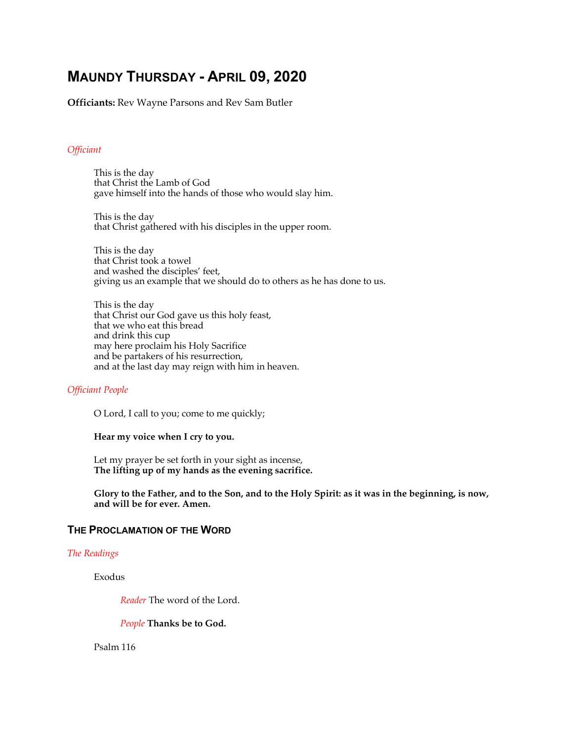# Maundy Thursday - April 09, 2020

**Officiants:** Rev Wayne Parsons and Rev Sam Butler

*Officiant*

This is the day
that Christ the Lamb of God
gave himself into the hands of those who would slay him.

This is the day
that Christ gathered with his disciples in the upper room.

This is the day
that Christ took a towel
and washed the disciples' feet,
giving us an example that we should do to others as he has done to us.

This is the day
that Christ our God gave us this holy feast,
that we who eat this bread
and drink this cup
may here proclaim his Holy Sacrifice
and be partakers of his resurrection,
and at the last day may reign with him in heaven.

*Officiant People*

O Lord, I call to you; come to me quickly;

**Hear my voice when I cry to you.**

Let my prayer be set forth in your sight as incense,
**The lifting up of my hands as the evening sacrifice.**

**Glory to the Father, and to the Son, and to the Holy Spirit: as it was in the beginning, is now, and will be for ever. Amen.**

## The Proclamation of the Word

*The Readings*

Exodus

*Reader* The word of the Lord.

*People* **Thanks be to God.**

Psalm 116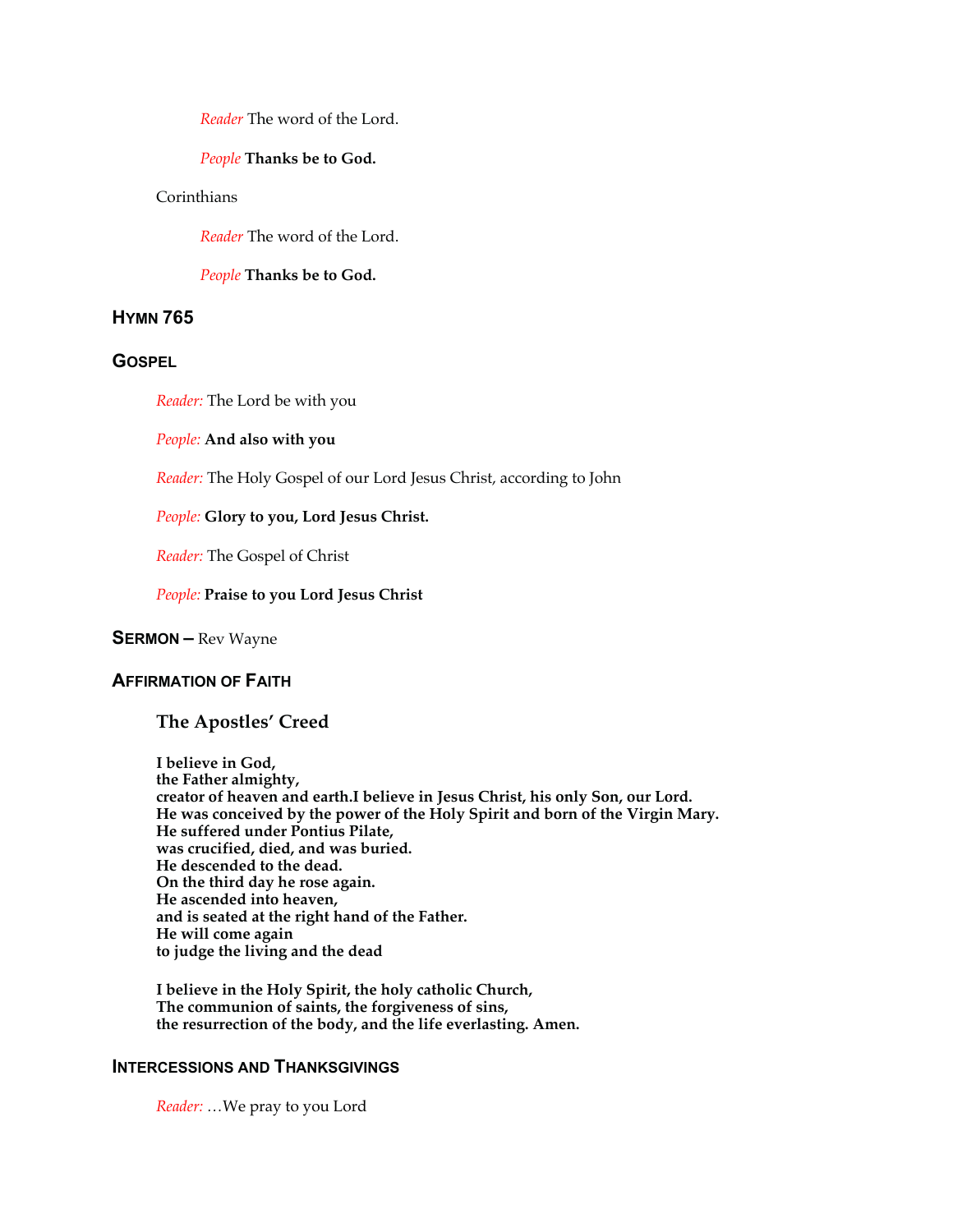*Reader* The word of the Lord.

*People* **Thanks be to God.**

Corinthians

*Reader* The word of the Lord.

*People* **Thanks be to God.**

## Hymn 765

## Gospel

*Reader:* The Lord be with you

*People:* **And also with you**

*Reader:* The Holy Gospel of our Lord Jesus Christ, according to John

*People:* **Glory to you, Lord Jesus Christ.**

*Reader:* The Gospel of Christ

*People:* **Praise to you Lord Jesus Christ**

## Sermon – Rev Wayne

## Affirmation of Faith

### The Apostles' Creed

**I believe in God,**
**the Father almighty,**
**creator of heaven and earth.I believe in Jesus Christ, his only Son, our Lord.**
**He was conceived by the power of the Holy Spirit and born of the Virgin Mary.**
**He suffered under Pontius Pilate,**
**was crucified, died, and was buried.**
**He descended to the dead.**
**On the third day he rose again.**
**He ascended into heaven,**
**and is seated at the right hand of the Father.**
**He will come again**
**to judge the living and the dead**

**I believe in the Holy Spirit, the holy catholic Church,**
**The communion of saints, the forgiveness of sins,**
**the resurrection of the body, and the life everlasting. Amen.**

## Intercessions and Thanksgivings

*Reader:* …We pray to you Lord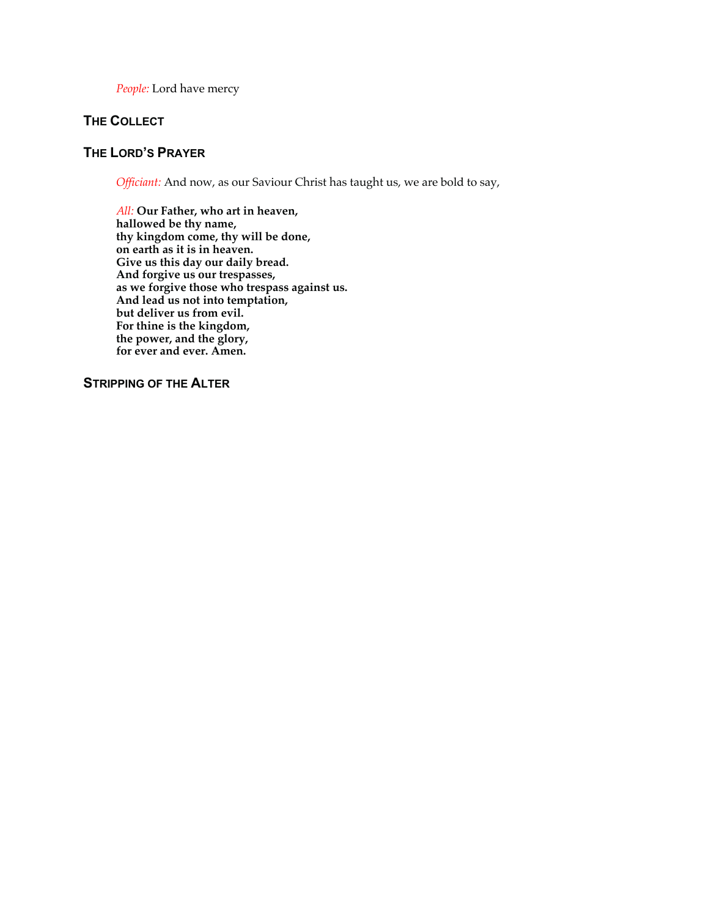*People:* Lord have mercy

## The Collect

## The Lord's Prayer

*Officiant:* And now, as our Saviour Christ has taught us, we are bold to say,

*All:* **Our Father, who art in heaven,**
**hallowed be thy name,**
**thy kingdom come, thy will be done,**
**on earth as it is in heaven.**
**Give us this day our daily bread.**
**And forgive us our trespasses,**
**as we forgive those who trespass against us.**
**And lead us not into temptation,**
**but deliver us from evil.**
**For thine is the kingdom,**
**the power, and the glory,**
**for ever and ever. Amen.**

## Stripping of the Alter